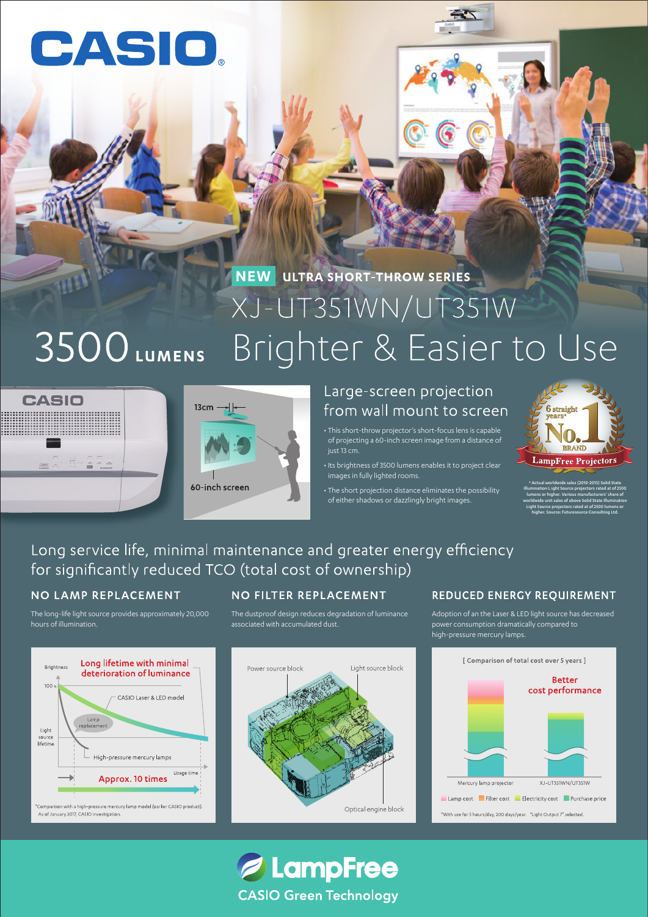# CASIO

**NEW** ULTRA SHORT-THROW SERIES

## XJ-UT351WN/UT351W

# 3500 LUMENS Brighter & Easier to Use

13cm

60-inch screen

## Large-screen projection from wall mount to screen

- This short-throw projector's short-focus lens is capable of projecting a 60-inch screen image from a distance of just 13 cm.
- Its brightness of 3500 lumens enables it to project clear images in fully lighted rooms.
- The short projection distance eliminates the possibility of either shadows or dazzlingly bright images.

6 straight years* No.1 BRAND LampFree Projectors

* Actual worldwide sales (2010-2015) Solid State Illumination Light Source projectors rated at of 2500 lumens or higher. Various manufacturers' share of worldwide unit sales of above Solid State Illumination Light Source projectors rated at of 2500 lumens or higher. Source: Futuresource Consulting Ltd.

## Long service life, minimal maintenance and greater energy efficiency for significantly reduced TCO (total cost of ownership)

### NO LAMP REPLACEMENT

The long-life light source provides approximately 20,000 hours of illumination.

Long lifetime with minimal deterioration of luminance

Brightness, 100 %, CASIO Laser & LED model, Lamp replacement, Light source lifetime, High-pressure mercury lamps, Usage time, Approx. 10 times

*Comparison with a high-pressure mercury lamp model (earlier CASIO product). As of January 2017, CASIO investigation.

### NO FILTER REPLACEMENT

The dustproof design reduces degradation of luminance associated with accumulated dust.

Power source block, Light source block, Optical engine block

### REDUCED ENERGY REQUIREMENT

Adoption of an the Laser & LED light source has decreased power consumption dramatically compared to high-pressure mercury lamps.

[ Comparison of total cost over 5 years ]

Better cost performance

Mercury lamp projector, XJ-UT351WN/UT351W

Lamp cost, Filter cost, Electricity cost, Purchase price

*With use for 5 hours/day, 200 days/year. "Light Output 7" selected.

**LampFree**

CASIO Green Technology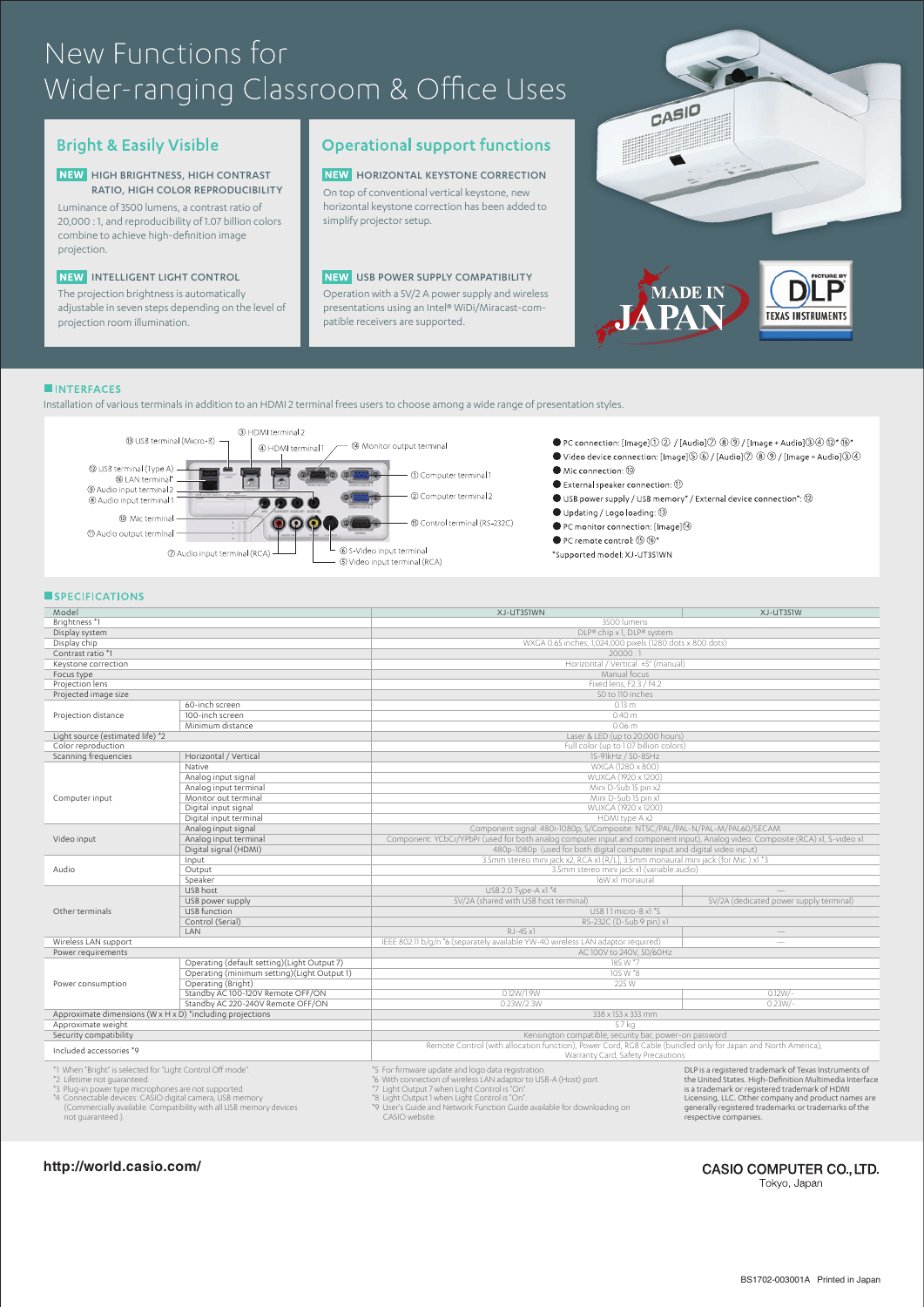# New Functions for Wider-ranging Classroom & Office Uses

## Bright & Easily Visible

**NEW** HIGH BRIGHTNESS, HIGH CONTRAST RATIO, HIGH COLOR REPRODUCIBILITY

Luminance of 3500 lumens, a contrast ratio of 20,000 : 1, and reproducibility of 1.07 billion colors combine to achieve high-definition image projection.

**NEW** INTELLIGENT LIGHT CONTROL

The projection brightness is automatically adjustable in seven steps depending on the level of projection room illumination.

## Operational support functions

**NEW** HORIZONTAL KEYSTONE CORRECTION

On top of conventional vertical keystone, new horizontal keystone correction has been added to simplify projector setup.

**NEW** USB POWER SUPPLY COMPATIBILITY

Operation with a 5V/2 A power supply and wireless presentations using an Intel® WiDi/Miracast-compatible receivers are supported.

MADE IN JAPAN

DLP TEXAS INSTRUMENTS

## INTERFACES

Installation of various terminals in addition to an HDMI 2 terminal frees users to choose among a wide range of presentation styles.

⑬ USB terminal (Micro-B)
③ HDMI terminal 2
④ HDMI terminal 1
⑭ Monitor output terminal
⑫ USB terminal (Type A)
⑯ LAN terminal*
⑨ Audio input terminal 2
⑧ Audio input terminal 1
⑩ Mic terminal
⑪ Audio output terminal
⑦ Audio input terminal (RCA)
① Computer terminal 1
② Computer terminal 2
⑮ Control terminal (RS-232C)
⑥ S-Video input terminal
⑤ Video input terminal (RCA)

- PC connection: [Image]① ② / [Audio]⑦ ⑧ ⑨ / [Image + Audio]③④ ⑫* ⑯*
- Video device connection: [Image]⑤ ⑥ / [Audio]⑦ ⑧ ⑨ / [Image + Audio]③④
- Mic connection: ⑩
- External speaker connection: ⑪
- USB power supply / USB memory* / External device connection*: ⑫
- Updating / Logo loading: ⑬
- PC monitor connection: [Image]⑭
- PC remote control: ⑮ ⑯*

*Supported model: XJ-UT351WN

## SPECIFICATIONS

| Model | | XJ-UT351WN | XJ-UT351W |
|---|---|---|---|
| Brightness *1 | | 3500 lumens | |
| Display system | | DLP® chip x 1, DLP® system | |
| Display chip | | WXGA 0.65 inches, 1,024,000 pixels (1280 dots x 800 dots) | |
| Contrast ratio *1 | | 20000 : 1 | |
| Keystone correction | | Horizontal / Vertical: ±5° (manual) | |
| Focus type | | Manual focus | |
| Projection lens | | Fixed lens, F2.3 / f4.2 | |
| Projected image size | | 50 to 110 inches | |
| Projection distance | 60-inch screen | 0.13 m | |
| | 100-inch screen | 0.40 m | |
| | Minimum distance | 0.06 m | |
| Light source (estimated life) *2 | | Laser & LED (up to 20,000 hours) | |
| Color reproduction | | Full color (up to 1.07 billion colors) | |
| Scanning frequencies | Horizontal / Vertical | 15-91kHz / 50-85Hz | |
| Computer input | Native | WXGA (1280 x 800) | |
| | Analog input signal | WUXGA (1920 x 1200) | |
| | Analog input terminal | Mini D-Sub 15 pin x2 | |
| | Monitor out terminal | Mini D-Sub 15 pin x1 | |
| | Digital input signal | WUXGA (1920 x 1200) | |
| | Digital input terminal | HDMI type A x2 | |
| Video input | Analog input signal | Component signal: 480i-1080p, S/Composite: NTSC/PAL/PAL-N/PAL-M/PAL60/SECAM | |
| | Analog input terminal | Component: YCbCr/YPbPr (used for both analog computer input and component input), Analog video: Composite (RCA) x1, S-video x1 | |
| | Digital signal (HDMI) | 480p-1080p (used for both digital computer input and digital video input) | |
| Audio | Input | 3.5mm stereo mini jack x2, RCA x1 [R/L], 3.5mm monaural mini jack (for Mic.) x1 *3 | |
| | Output | 3.5mm stereo mini jack x1 (variable audio) | |
| | Speaker | 16W x1 monaural | |
| Other terminals | USB host | USB 2.0 Type-A x1 *4 | — |
| | USB power supply | 5V/2A (shared with USB host terminal) | 5V/2A (dedicated power supply terminal) |
| | USB function | USB 1.1 micro-B x1 *5 | |
| | Control (Serial) | RS-232C (D-Sub 9 pin) x1 | |
| | LAN | RJ-45 x1 | — |
| Wireless LAN support | | IEEE 802.11 b/g/n *6 (separately available YW-40 wireless LAN adaptor required) | — |
| Power requirements | | AC 100V to 240V, 50/60Hz | |
| Power consumption | Operating (default setting)(Light Output 7) | 185 W *7 | |
| | Operating (minimum setting)(Light Output 1) | 105 W *8 | |
| | Operating (Bright) | 225 W | |
| | Standby AC 100-120V Remote OFF/ON | 0.12W/1.9W | 0.12W/- |
| | Standby AC 220-240V Remote OFF/ON | 0.23W/2.3W | 0.23W/- |
| Approximate dimensions (W x H x D) *including projections | | 338 x 153 x 333 mm | |
| Approximate weight | | 5.7 kg | |
| Security compatibility | | Kensington compatible, security bar, power-on password | |
| Included accessories *9 | | Remote Control (with allocation function), Power Cord, RGB Cable (bundled only for Japan and North America), Warranty Card, Safety Precautions | |

*1 When "Bright" is selected for "Light Control Off mode".
*2 Lifetime not guaranteed.
*3 Plug-in power type microphones are not supported.
*4 Connectable devices: CASIO digital camera, USB memory (Commercially available. Compatibility with all USB memory devices not guaranteed.)
*5 For firmware update and logo data registration.
*6 With connection of wireless LAN adaptor to USB-A (Host) port.
*7 Light Output 7 when Light Control is "On".
*8 Light Output 1 when Light Control is "On".
*9 User's Guide and Network Function Guide available for downloading on CASIO website.

DLP is a registered trademark of Texas Instruments of the United States. High-Definition Multimedia Interface is a trademark or registered trademark of HDMI Licensing, LLC. Other company and product names are generally registered trademarks or trademarks of the respective companies.

http://world.casio.com/

CASIO COMPUTER CO., LTD.
Tokyo, Japan

BS1702-003001A Printed in Japan